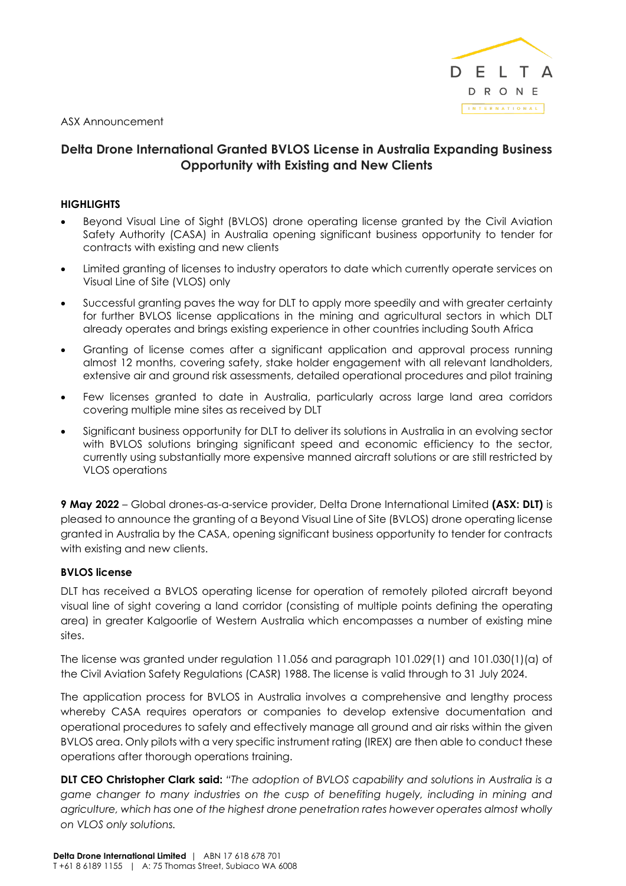ASX Announcement

# Delta Drone International Granted BVLOS License in Australia Expanding Business Opportunity with Existing and New Clients

**HIGHLIGHTS**

- Beyond Visual Line of Sight (BVLOS) drone operating license granted by the Civil Aviation Safety Authority (CASA) in Australia opening significant business opportunity to tender for contracts with existing and new clients
- Limited granting of licenses to industry operators to date which currently operate services on Visual Line of Site (VLOS) only
- Successful granting paves the way for DLT to apply more speedily and with greater certainty for further BVLOS license applications in the mining and agricultural sectors in which DLT already operates and brings existing experience in other countries including South Africa
- Granting of license comes after a significant application and approval process running almost 12 months, covering safety, stake holder engagement with all relevant landholders, extensive air and ground risk assessments, detailed operational procedures and pilot training
- Few licenses granted to date in Australia, particularly across large land area corridors covering multiple mine sites as received by DLT
- Significant business opportunity for DLT to deliver its solutions in Australia in an evolving sector with BVLOS solutions bringing significant speed and economic efficiency to the sector, currently using substantially more expensive manned aircraft solutions or are still restricted by VLOS operations

**9 May 2022** – Global drones-as-a-service provider, Delta Drone International Limited **(ASX: DLT)** is pleased to announce the granting of a Beyond Visual Line of Site (BVLOS) drone operating license granted in Australia by the CASA, opening significant business opportunity to tender for contracts with existing and new clients.

**BVLOS license**

DLT has received a BVLOS operating license for operation of remotely piloted aircraft beyond visual line of sight covering a land corridor (consisting of multiple points defining the operating area) in greater Kalgoorlie of Western Australia which encompasses a number of existing mine sites.

The license was granted under regulation 11.056 and paragraph 101.029(1) and 101.030(1)(a) of the Civil Aviation Safety Regulations (CASR) 1988. The license is valid through to 31 July 2024.

The application process for BVLOS in Australia involves a comprehensive and lengthy process whereby CASA requires operators or companies to develop extensive documentation and operational procedures to safely and effectively manage all ground and air risks within the given BVLOS area. Only pilots with a very specific instrument rating (IREX) are then able to conduct these operations after thorough operations training.

**DLT CEO Christopher Clark said:** *"The adoption of BVLOS capability and solutions in Australia is a game changer to many industries on the cusp of benefiting hugely, including in mining and agriculture, which has one of the highest drone penetration rates however operates almost wholly on VLOS only solutions.*

**Delta Drone International Limited** | ABN 17 618 678 701
T +61 8 6189 1155 | A: 75 Thomas Street, Subiaco WA 6008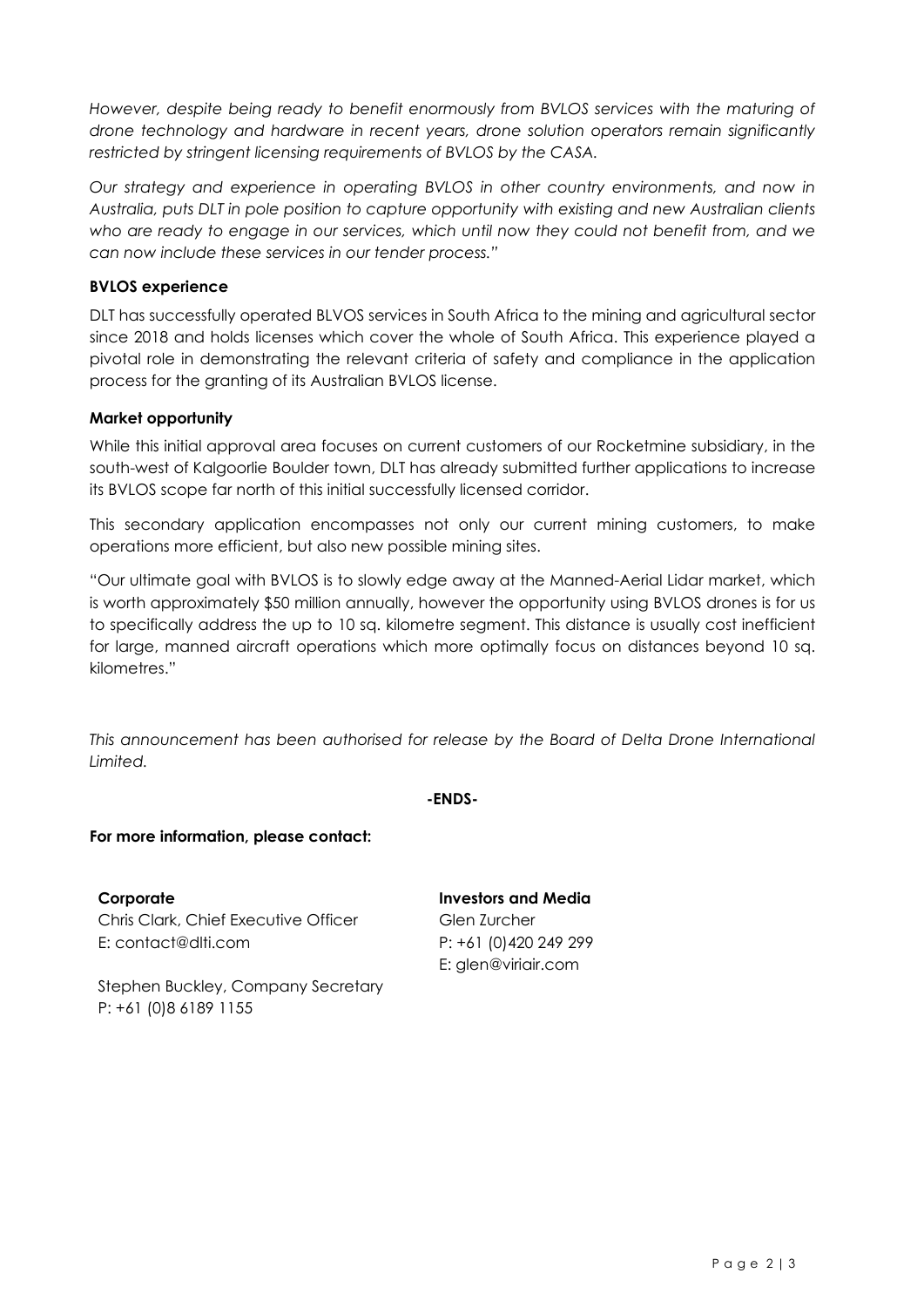*However, despite being ready to benefit enormously from BVLOS services with the maturing of drone technology and hardware in recent years, drone solution operators remain significantly restricted by stringent licensing requirements of BVLOS by the CASA.*

*Our strategy and experience in operating BVLOS in other country environments, and now in Australia, puts DLT in pole position to capture opportunity with existing and new Australian clients who are ready to engage in our services, which until now they could not benefit from, and we can now include these services in our tender process."*

**BVLOS experience**

DLT has successfully operated BLVOS services in South Africa to the mining and agricultural sector since 2018 and holds licenses which cover the whole of South Africa. This experience played a pivotal role in demonstrating the relevant criteria of safety and compliance in the application process for the granting of its Australian BVLOS license.

**Market opportunity**

While this initial approval area focuses on current customers of our Rocketmine subsidiary, in the south-west of Kalgoorlie Boulder town, DLT has already submitted further applications to increase its BVLOS scope far north of this initial successfully licensed corridor.

This secondary application encompasses not only our current mining customers, to make operations more efficient, but also new possible mining sites.

"Our ultimate goal with BVLOS is to slowly edge away at the Manned-Aerial Lidar market, which is worth approximately $50 million annually, however the opportunity using BVLOS drones is for us to specifically address the up to 10 sq. kilometre segment. This distance is usually cost inefficient for large, manned aircraft operations which more optimally focus on distances beyond 10 sq. kilometres."

*This announcement has been authorised for release by the Board of Delta Drone International Limited.*

**-ENDS-**

**For more information, please contact:**

**Corporate**
Chris Clark, Chief Executive Officer
E: contact@dlti.com

Stephen Buckley, Company Secretary
P: +61 (0)8 6189 1155

**Investors and Media**
Glen Zurcher
P: +61 (0)420 249 299
E: glen@viriair.com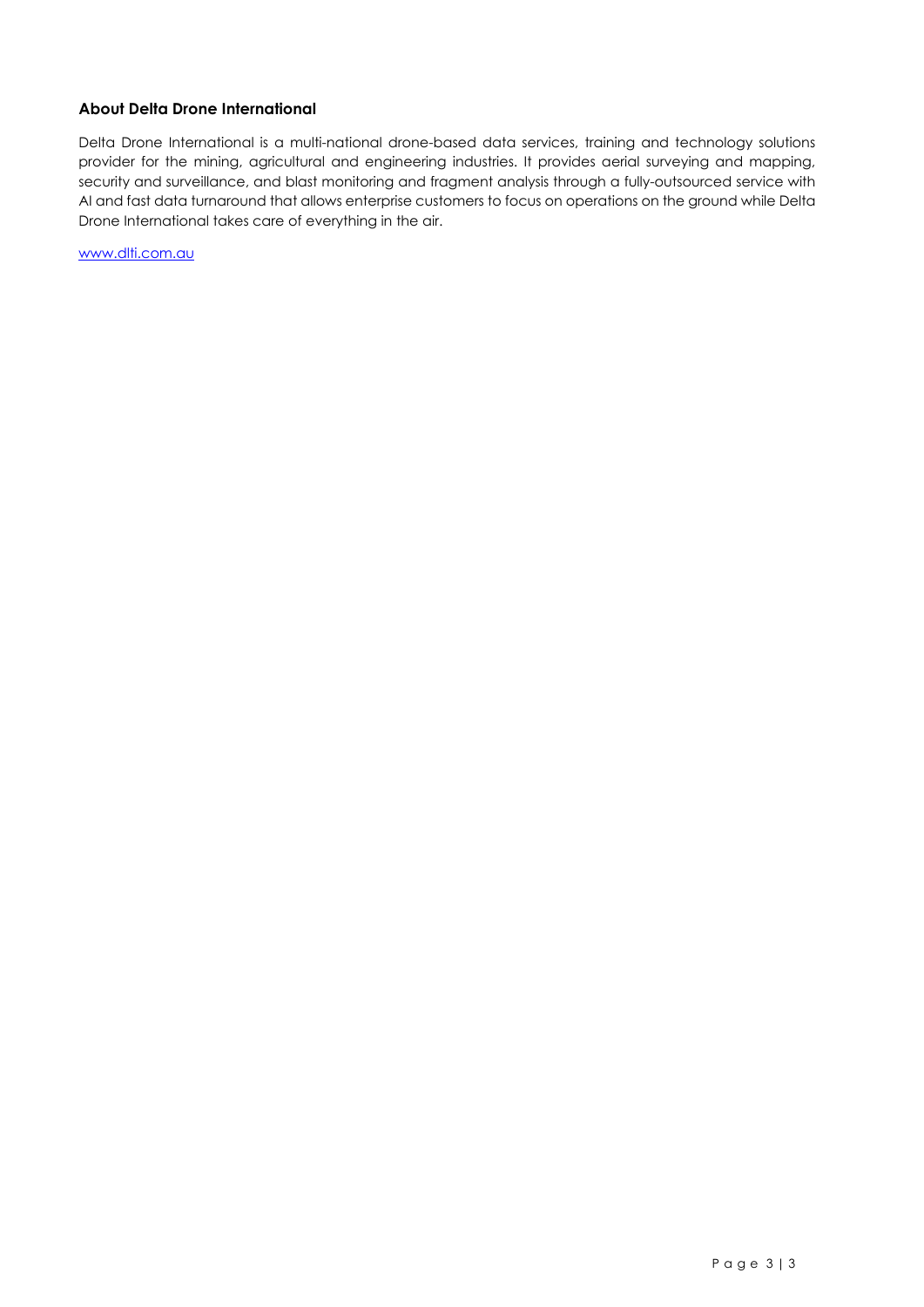### About Delta Drone International

Delta Drone International is a multi-national drone-based data services, training and technology solutions provider for the mining, agricultural and engineering industries. It provides aerial surveying and mapping, security and surveillance, and blast monitoring and fragment analysis through a fully-outsourced service with AI and fast data turnaround that allows enterprise customers to focus on operations on the ground while Delta Drone International takes care of everything in the air.

[www.dlti.com.au](http://www.dlti.com.au)